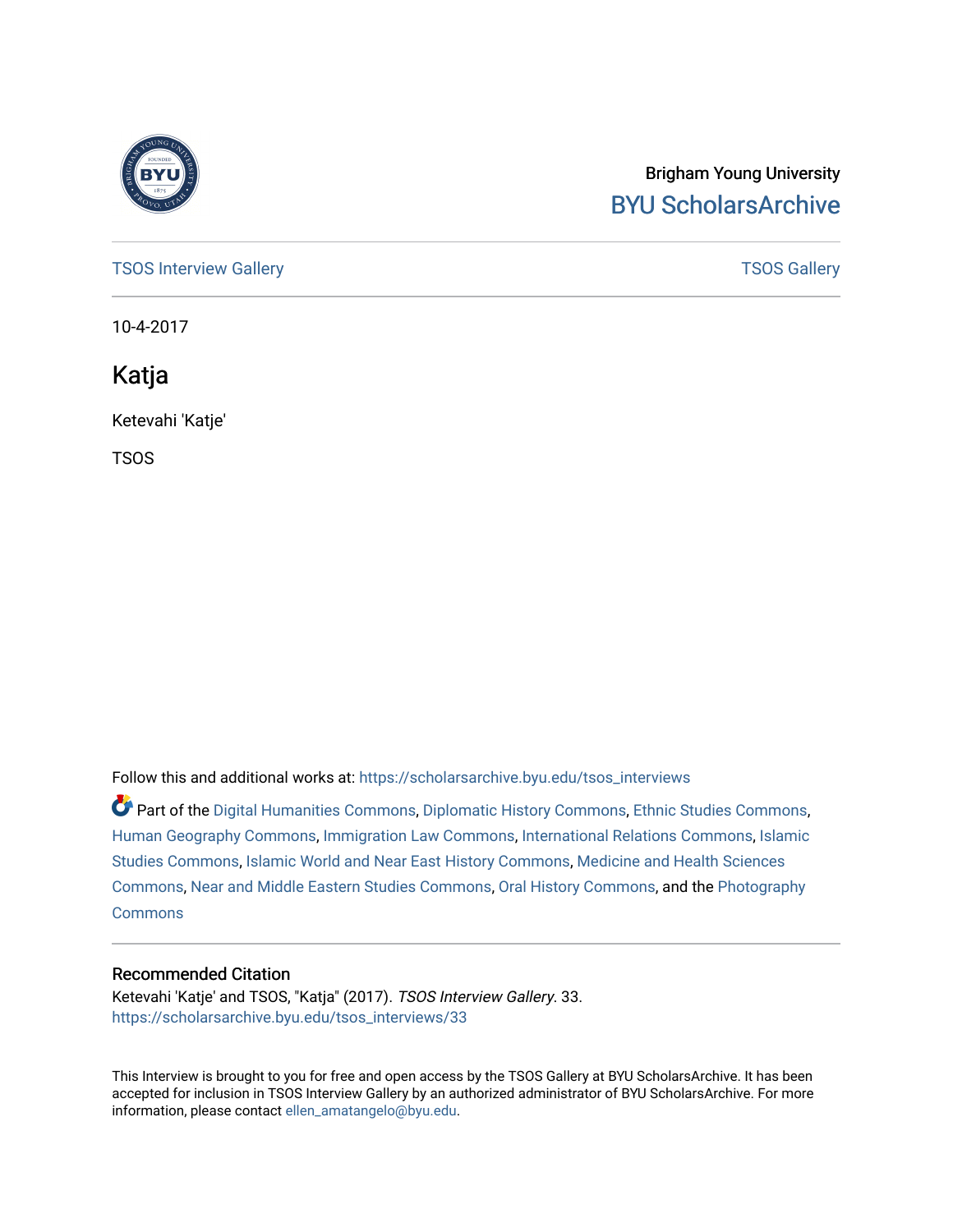Brigham Young University
BYU ScholarsArchive

TSOS Interview Gallery

TSOS Gallery

10-4-2017

# Katja

Ketevahi 'Katje'

TSOS

Follow this and additional works at: https://scholarsarchive.byu.edu/tsos_interviews

Part of the Digital Humanities Commons, Diplomatic History Commons, Ethnic Studies Commons, Human Geography Commons, Immigration Law Commons, International Relations Commons, Islamic Studies Commons, Islamic World and Near East History Commons, Medicine and Health Sciences Commons, Near and Middle Eastern Studies Commons, Oral History Commons, and the Photography Commons

## Recommended Citation

Ketevahi 'Katje' and TSOS, "Katja" (2017). *TSOS Interview Gallery*. 33.
https://scholarsarchive.byu.edu/tsos_interviews/33

This Interview is brought to you for free and open access by the TSOS Gallery at BYU ScholarsArchive. It has been accepted for inclusion in TSOS Interview Gallery by an authorized administrator of BYU ScholarsArchive. For more information, please contact ellen_amatangelo@byu.edu.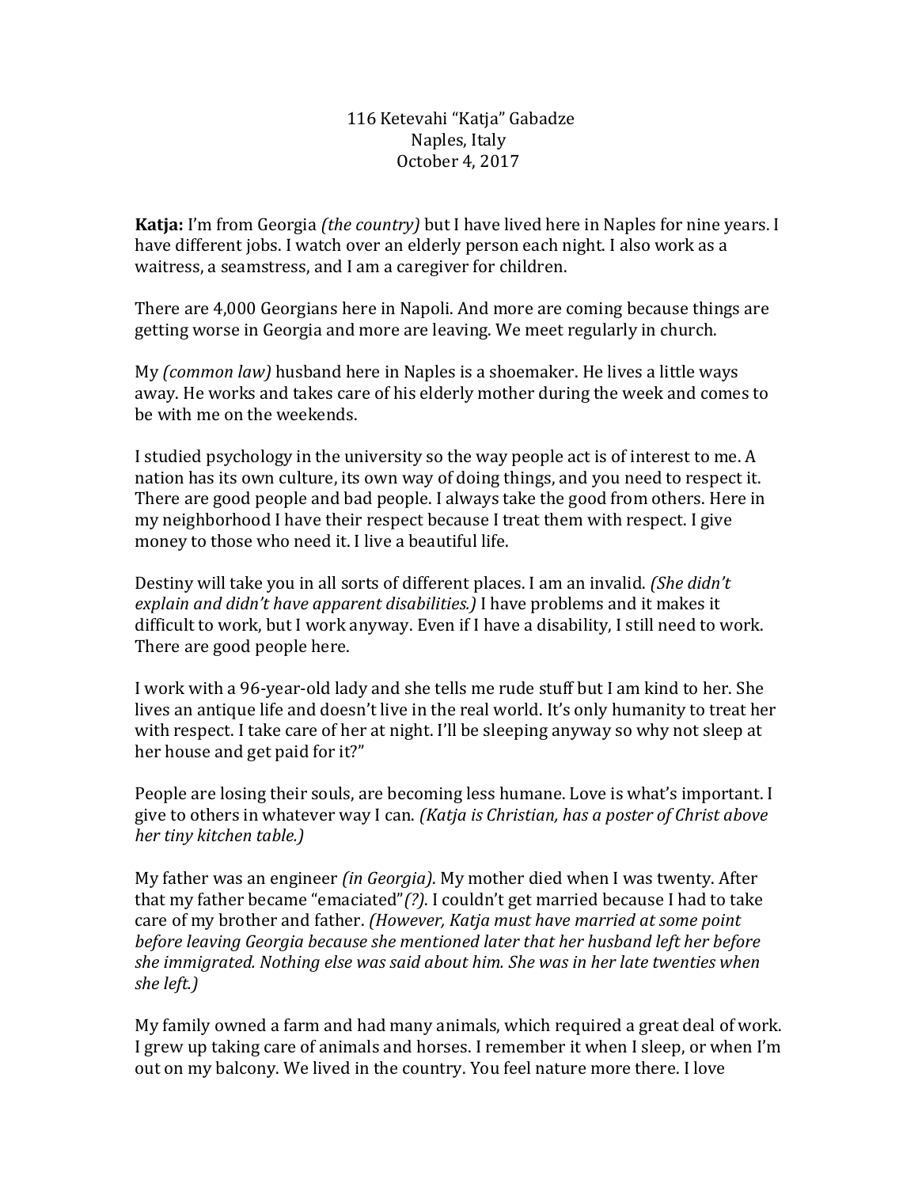116 Ketevahi "Katja" Gabadze
Naples, Italy
October 4, 2017

**Katja:** I'm from Georgia *(the country)* but I have lived here in Naples for nine years. I have different jobs. I watch over an elderly person each night. I also work as a waitress, a seamstress, and I am a caregiver for children.

There are 4,000 Georgians here in Napoli. And more are coming because things are getting worse in Georgia and more are leaving. We meet regularly in church.

My *(common law)* husband here in Naples is a shoemaker. He lives a little ways away. He works and takes care of his elderly mother during the week and comes to be with me on the weekends.

I studied psychology in the university so the way people act is of interest to me. A nation has its own culture, its own way of doing things, and you need to respect it. There are good people and bad people. I always take the good from others. Here in my neighborhood I have their respect because I treat them with respect. I give money to those who need it. I live a beautiful life.

Destiny will take you in all sorts of different places. I am an invalid. *(She didn't explain and didn't have apparent disabilities.)* I have problems and it makes it difficult to work, but I work anyway. Even if I have a disability, I still need to work. There are good people here.

I work with a 96-year-old lady and she tells me rude stuff but I am kind to her. She lives an antique life and doesn't live in the real world. It's only humanity to treat her with respect. I take care of her at night. I'll be sleeping anyway so why not sleep at her house and get paid for it?"

People are losing their souls, are becoming less humane. Love is what's important. I give to others in whatever way I can. *(Katja is Christian, has a poster of Christ above her tiny kitchen table.)*

My father was an engineer *(in Georgia)*. My mother died when I was twenty. After that my father became "emaciated"*(?)*. I couldn't get married because I had to take care of my brother and father. *(However, Katja must have married at some point before leaving Georgia because she mentioned later that her husband left her before she immigrated. Nothing else was said about him. She was in her late twenties when she left.)*

My family owned a farm and had many animals, which required a great deal of work. I grew up taking care of animals and horses. I remember it when I sleep, or when I'm out on my balcony. We lived in the country. You feel nature more there. I love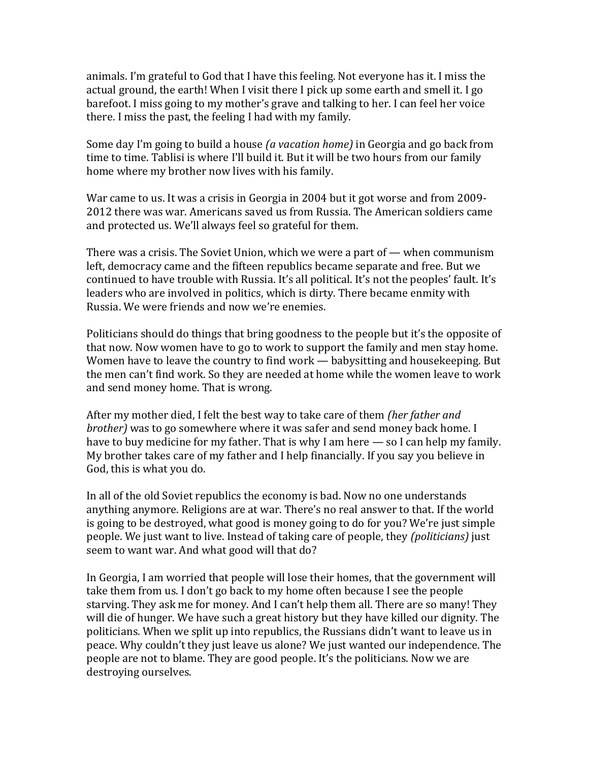animals. I'm grateful to God that I have this feeling. Not everyone has it. I miss the actual ground, the earth! When I visit there I pick up some earth and smell it. I go barefoot. I miss going to my mother's grave and talking to her. I can feel her voice there. I miss the past, the feeling I had with my family.

Some day I'm going to build a house *(a vacation home)* in Georgia and go back from time to time. Tablisi is where I'll build it. But it will be two hours from our family home where my brother now lives with his family.

War came to us. It was a crisis in Georgia in 2004 but it got worse and from 2009-2012 there was war. Americans saved us from Russia. The American soldiers came and protected us. We'll always feel so grateful for them.

There was a crisis. The Soviet Union, which we were a part of — when communism left, democracy came and the fifteen republics became separate and free. But we continued to have trouble with Russia. It's all political. It's not the peoples' fault. It's leaders who are involved in politics, which is dirty. There became enmity with Russia. We were friends and now we're enemies.

Politicians should do things that bring goodness to the people but it's the opposite of that now. Now women have to go to work to support the family and men stay home. Women have to leave the country to find work — babysitting and housekeeping. But the men can't find work. So they are needed at home while the women leave to work and send money home. That is wrong.

After my mother died, I felt the best way to take care of them *(her father and brother)* was to go somewhere where it was safer and send money back home. I have to buy medicine for my father. That is why I am here — so I can help my family. My brother takes care of my father and I help financially. If you say you believe in God, this is what you do.

In all of the old Soviet republics the economy is bad. Now no one understands anything anymore. Religions are at war. There's no real answer to that. If the world is going to be destroyed, what good is money going to do for you? We're just simple people. We just want to live. Instead of taking care of people, they *(politicians)* just seem to want war. And what good will that do?

In Georgia, I am worried that people will lose their homes, that the government will take them from us. I don't go back to my home often because I see the people starving. They ask me for money. And I can't help them all. There are so many! They will die of hunger. We have such a great history but they have killed our dignity. The politicians. When we split up into republics, the Russians didn't want to leave us in peace. Why couldn't they just leave us alone? We just wanted our independence. The people are not to blame. They are good people. It's the politicians. Now we are destroying ourselves.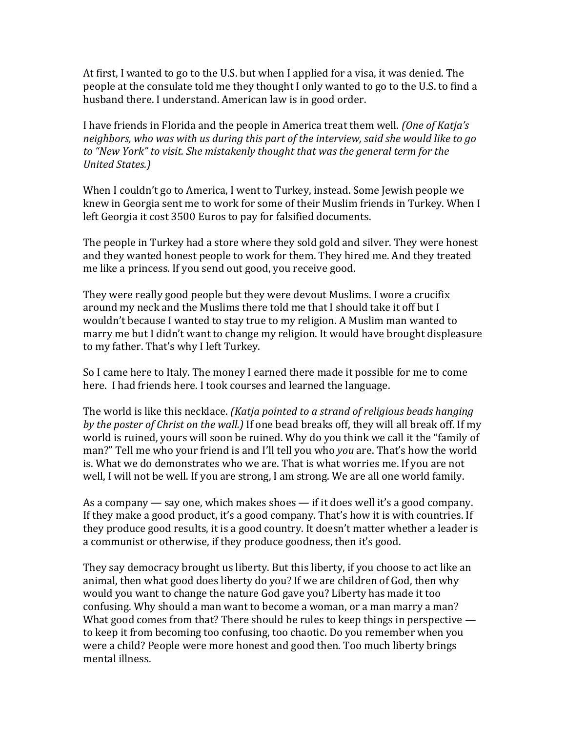At first, I wanted to go to the U.S. but when I applied for a visa, it was denied. The people at the consulate told me they thought I only wanted to go to the U.S. to find a husband there. I understand. American law is in good order.

I have friends in Florida and the people in America treat them well. *(One of Katja's neighbors, who was with us during this part of the interview, said she would like to go to "New York" to visit. She mistakenly thought that was the general term for the United States.)*

When I couldn't go to America, I went to Turkey, instead. Some Jewish people we knew in Georgia sent me to work for some of their Muslim friends in Turkey. When I left Georgia it cost 3500 Euros to pay for falsified documents.

The people in Turkey had a store where they sold gold and silver. They were honest and they wanted honest people to work for them. They hired me. And they treated me like a princess. If you send out good, you receive good.

They were really good people but they were devout Muslims. I wore a crucifix around my neck and the Muslims there told me that I should take it off but I wouldn't because I wanted to stay true to my religion. A Muslim man wanted to marry me but I didn't want to change my religion. It would have brought displeasure to my father. That's why I left Turkey.

So I came here to Italy. The money I earned there made it possible for me to come here. I had friends here. I took courses and learned the language.

The world is like this necklace. *(Katja pointed to a strand of religious beads hanging by the poster of Christ on the wall.)* If one bead breaks off, they will all break off. If my world is ruined, yours will soon be ruined. Why do you think we call it the "family of man?" Tell me who your friend is and I'll tell you who *you* are. That's how the world is. What we do demonstrates who we are. That is what worries me. If you are not well, I will not be well. If you are strong, I am strong. We are all one world family.

As a company — say one, which makes shoes — if it does well it's a good company. If they make a good product, it's a good company. That's how it is with countries. If they produce good results, it is a good country. It doesn't matter whether a leader is a communist or otherwise, if they produce goodness, then it's good.

They say democracy brought us liberty. But this liberty, if you choose to act like an animal, then what good does liberty do you? If we are children of God, then why would you want to change the nature God gave you? Liberty has made it too confusing. Why should a man want to become a woman, or a man marry a man? What good comes from that? There should be rules to keep things in perspective — to keep it from becoming too confusing, too chaotic. Do you remember when you were a child? People were more honest and good then. Too much liberty brings mental illness.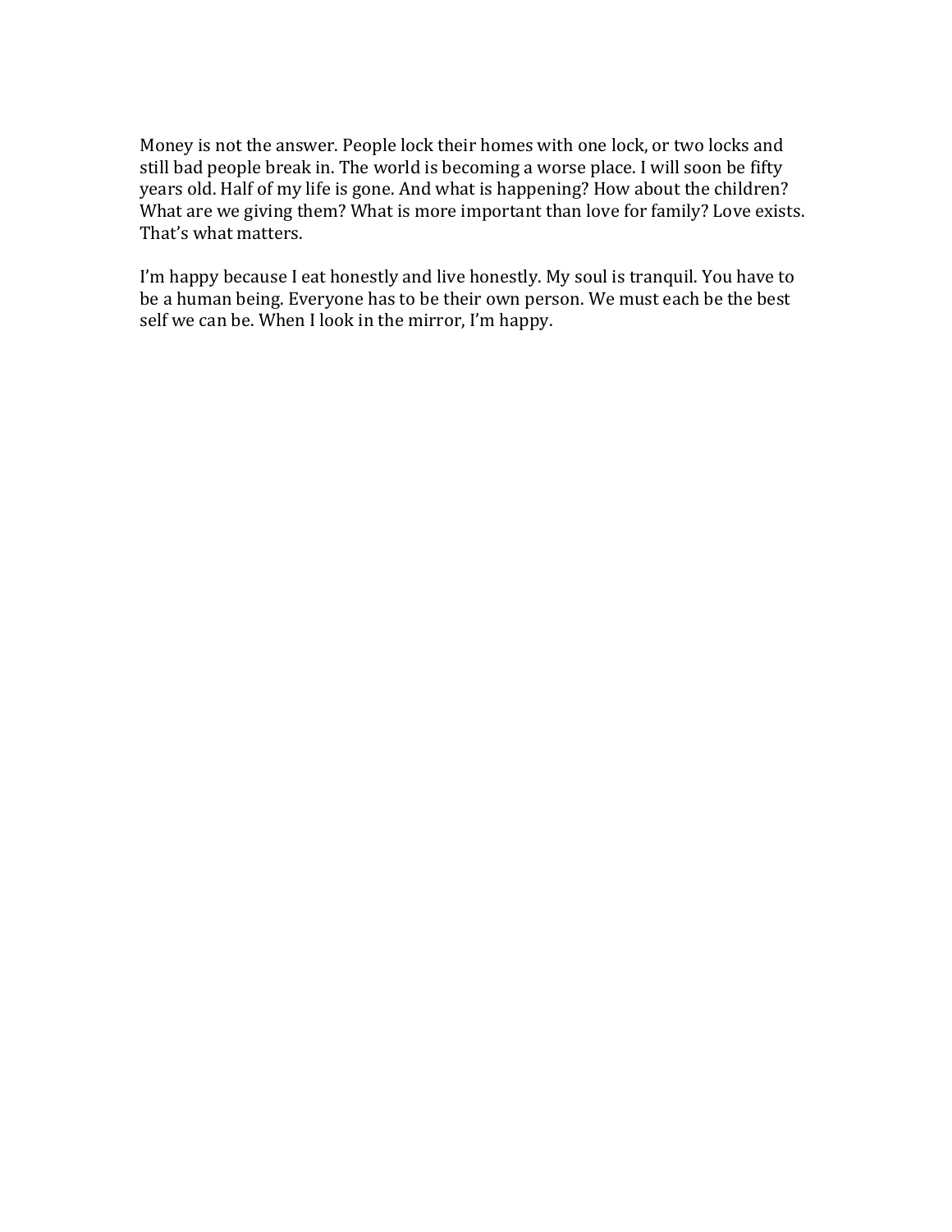Money is not the answer. People lock their homes with one lock, or two locks and still bad people break in. The world is becoming a worse place. I will soon be fifty years old. Half of my life is gone. And what is happening? How about the children? What are we giving them? What is more important than love for family? Love exists. That's what matters.

I'm happy because I eat honestly and live honestly. My soul is tranquil. You have to be a human being. Everyone has to be their own person. We must each be the best self we can be. When I look in the mirror, I'm happy.